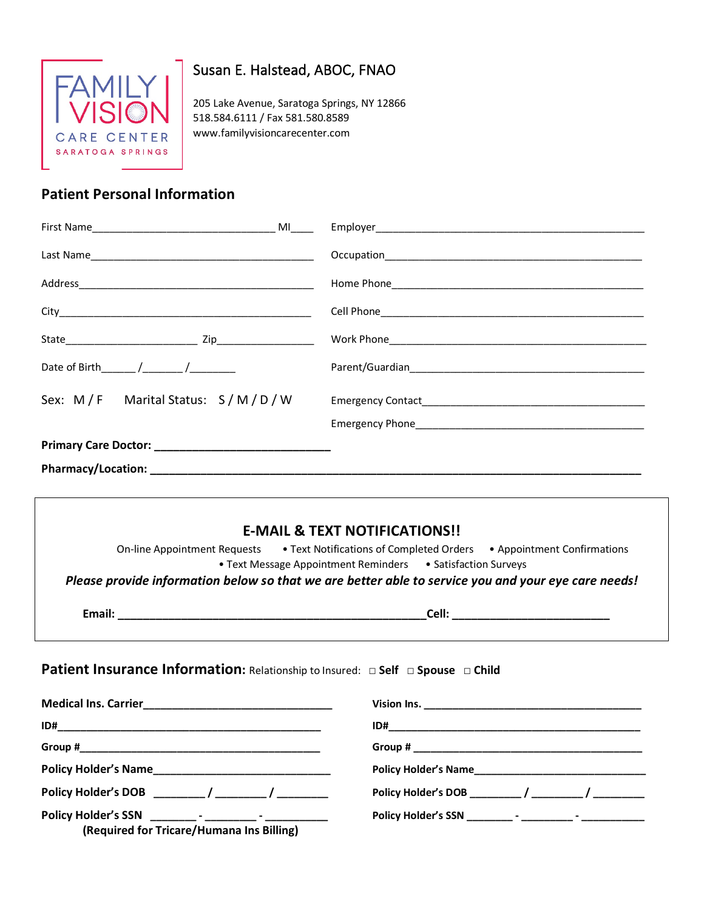FAMILY VISION CARE CENTER SARATOGA SPRINGS

Susan E. Halstead, ABOC, FNAO

205 Lake Avenue, Saratoga Springs, NY 12866
518.584.6111 / Fax 581.580.8589
www.familyvisioncarecenter.com

## Patient Personal Information

First Name_______________________________ MI____

Last Name_______________________________________

Address_________________________________________

City____________________________________________

State______________________ Zip________________

Date of Birth______/_______/________

Sex: M / F     Marital Status: S / M / D / W

Employer_____________________________________________

Occupation___________________________________________

Home Phone___________________________________________

Cell Phone___________________________________________

Work Phone___________________________________________

Parent/Guardian______________________________________

Emergency Contact____________________________________

Emergency Phone______________________________________

**Primary Care Doctor: ____________________________**

**Pharmacy/Location: _________________________________________________________________________**

### E-MAIL & TEXT NOTIFICATIONS!!

On-line Appointment Requests • Text Notifications of Completed Orders • Appointment Confirmations • Text Message Appointment Reminders • Satisfaction Surveys

***Please provide information below so that we are better able to service you and your eye care needs!***

**Email: __________________________________________________Cell: _________________________**

## Patient Insurance Information: Relationship to Insured: □ **Self** □ **Spouse** □ **Child**

**Medical Ins. Carrier**______________________________

**ID#**______________________________________________

**Group #**__________________________________________

**Policy Holder's Name**___________________________

**Policy Holder's DOB** ________ / ________ / ________

**Policy Holder's SSN** _______ - ________ - __________

**(Required for Tricare/Humana Ins Billing)**

**Vision Ins.** ____________________________________

**ID#**____________________________________________

**Group #** _______________________________________

**Policy Holder's Name**_____________________________

**Policy Holder's DOB** ________ / ________ / ________

**Policy Holder's SSN** _______ - ________ - __________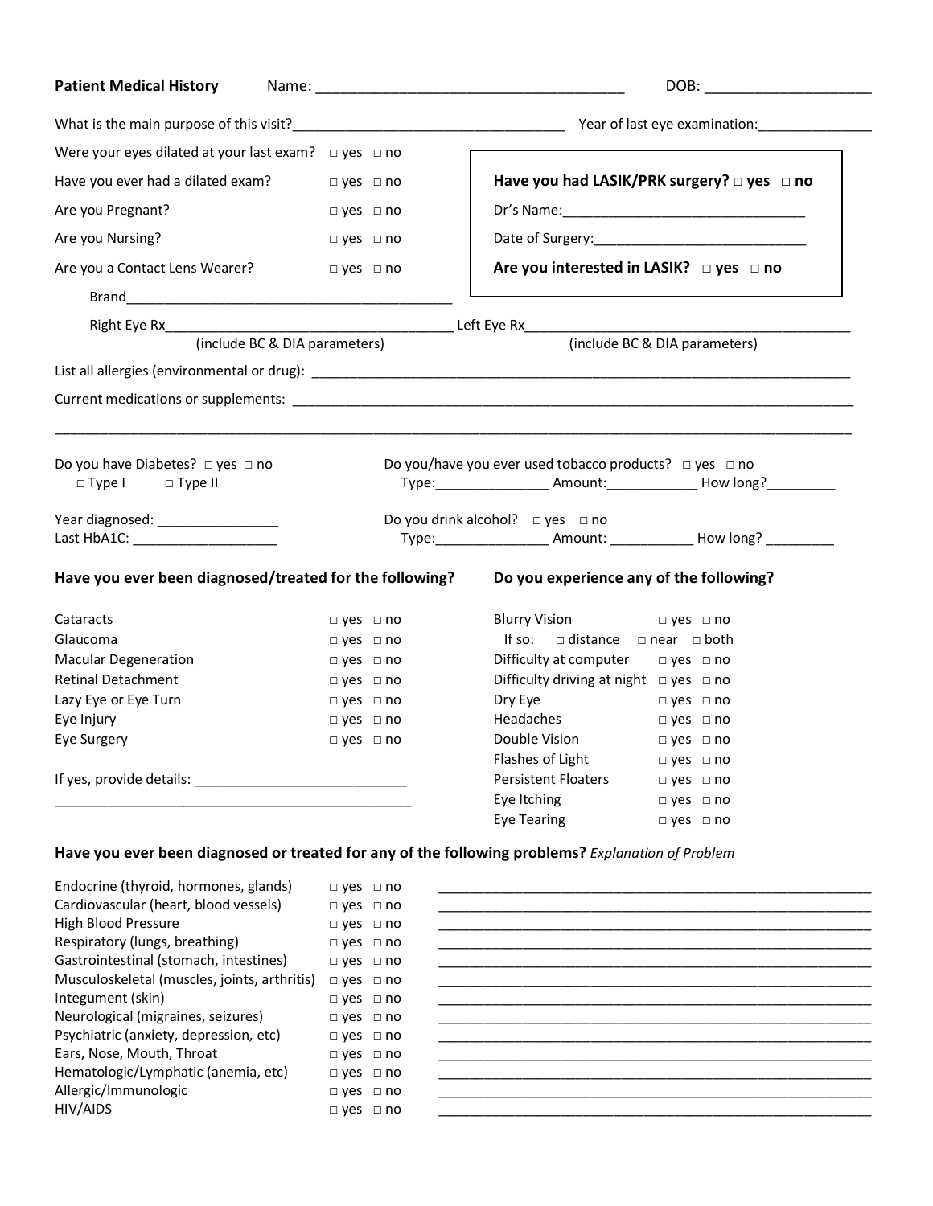**Patient Medical History** Name: ______________________________________ DOB: ____________________

What is the main purpose of this visit?___________________________________ Year of last eye examination:_______________

Were your eyes dilated at your last exam? □ yes □ no

Have you ever had a dilated exam? □ yes □ no

Are you Pregnant? □ yes □ no

Are you Nursing? □ yes □ no

Are you a Contact Lens Wearer? □ yes □ no

Brand___________________________________________

Right Eye Rx_____________________________________ (include BC & DIA parameters)

Left Eye Rx_____________________________________ (include BC & DIA parameters)

**Have you had LASIK/PRK surgery? □ yes □ no**

Dr's Name:________________________________

Date of Surgery:___________________________

**Are you interested in LASIK? □ yes □ no**

List all allergies (environmental or drug): ____________________________________________________________________

Current medications or supplements: ______________________________________________________________________

_____________________________________________________________________________________________________

Do you have Diabetes? □ yes □ no
□ Type I □ Type II

Year diagnosed: ________________

Last HbA1C: __________________

Do you/have you ever used tobacco products? □ yes □ no
Type:______________ Amount:___________ How long?_________

Do you drink alcohol? □ yes □ no
Type:______________ Amount: ___________ How long? _________

**Have you ever been diagnosed/treated for the following?**

| Condition | |
|---|---|
| Cataracts | □ yes □ no |
| Glaucoma | □ yes □ no |
| Macular Degeneration | □ yes □ no |
| Retinal Detachment | □ yes □ no |
| Lazy Eye or Eye Turn | □ yes □ no |
| Eye Injury | □ yes □ no |
| Eye Surgery | □ yes □ no |

If yes, provide details: ___________________________

_______________________________________________

**Do you experience any of the following?**

| Symptom | |
|---|---|
| Blurry Vision | □ yes □ no |
| If so: □ distance □ near □ both | |
| Difficulty at computer | □ yes □ no |
| Difficulty driving at night | □ yes □ no |
| Dry Eye | □ yes □ no |
| Headaches | □ yes □ no |
| Double Vision | □ yes □ no |
| Flashes of Light | □ yes □ no |
| Persistent Floaters | □ yes □ no |
| Eye Itching | □ yes □ no |
| Eye Tearing | □ yes □ no |

**Have you ever been diagnosed or treated for any of the following problems?** *Explanation of Problem*

| Problem | | Explanation of Problem |
|---|---|---|
| Endocrine (thyroid, hormones, glands) | □ yes □ no | ______________________________ |
| Cardiovascular (heart, blood vessels) | □ yes □ no | ______________________________ |
| High Blood Pressure | □ yes □ no | ______________________________ |
| Respiratory (lungs, breathing) | □ yes □ no | ______________________________ |
| Gastrointestinal (stomach, intestines) | □ yes □ no | ______________________________ |
| Musculoskeletal (muscles, joints, arthritis) | □ yes □ no | ______________________________ |
| Integument (skin) | □ yes □ no | ______________________________ |
| Neurological (migraines, seizures) | □ yes □ no | ______________________________ |
| Psychiatric (anxiety, depression, etc) | □ yes □ no | ______________________________ |
| Ears, Nose, Mouth, Throat | □ yes □ no | ______________________________ |
| Hematologic/Lymphatic (anemia, etc) | □ yes □ no | ______________________________ |
| Allergic/Immunologic | □ yes □ no | ______________________________ |
| HIV/AIDS | □ yes □ no | ______________________________ |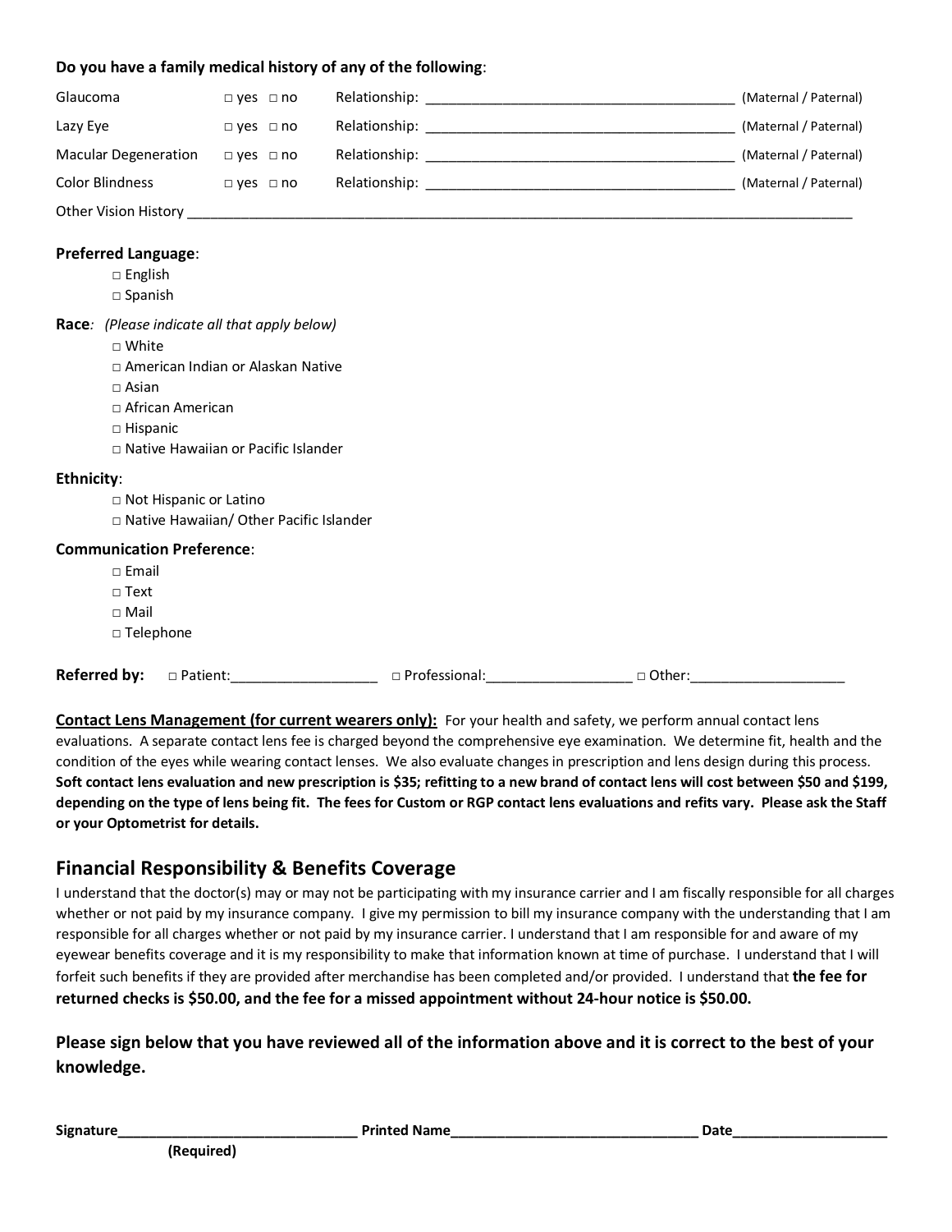**Do you have a family medical history of any of the following**:

| | | | |
|---|---|---|---|
| Glaucoma | □ yes □ no | Relationship: ________________________________________ | (Maternal / Paternal) |
| Lazy Eye | □ yes □ no | Relationship: ________________________________________ | (Maternal / Paternal) |
| Macular Degeneration | □ yes □ no | Relationship: ________________________________________ | (Maternal / Paternal) |
| Color Blindness | □ yes □ no | Relationship: ________________________________________ | (Maternal / Paternal) |

Other Vision History ____________________________________________________________________________________________

**Preferred Language**:

- □ English
- □ Spanish

**Race**: *(Please indicate all that apply below)*

- □ White
- □ American Indian or Alaskan Native
- □ Asian
- □ African American
- □ Hispanic
- □ Native Hawaiian or Pacific Islander

**Ethnicity**:

- □ Not Hispanic or Latino
- □ Native Hawaiian/ Other Pacific Islander

**Communication Preference**:

- □ Email
- □ Text
- □ Mail
- □ Telephone

**Referred by:** □ Patient:___________________ □ Professional:___________________ □ Other:____________________

**Contact Lens Management (for current wearers only):** For your health and safety, we perform annual contact lens evaluations. A separate contact lens fee is charged beyond the comprehensive eye examination. We determine fit, health and the condition of the eyes while wearing contact lenses. We also evaluate changes in prescription and lens design during this process. **Soft contact lens evaluation and new prescription is $35; refitting to a new brand of contact lens will cost between $50 and $199, depending on the type of lens being fit. The fees for Custom or RGP contact lens evaluations and refits vary. Please ask the Staff or your Optometrist for details.**

## Financial Responsibility & Benefits Coverage

I understand that the doctor(s) may or may not be participating with my insurance carrier and I am fiscally responsible for all charges whether or not paid by my insurance company. I give my permission to bill my insurance company with the understanding that I am responsible for all charges whether or not paid by my insurance carrier. I understand that I am responsible for and aware of my eyewear benefits coverage and it is my responsibility to make that information known at time of purchase. I understand that I will forfeit such benefits if they are provided after merchandise has been completed and/or provided. I understand that **the fee for returned checks is $50.00, and the fee for a missed appointment without 24-hour notice is $50.00.**

**Please sign below that you have reviewed all of the information above and it is correct to the best of your knowledge.**

**Signature**_______________________________ **Printed Name**_________________________________ **Date**____________________

**(Required)**